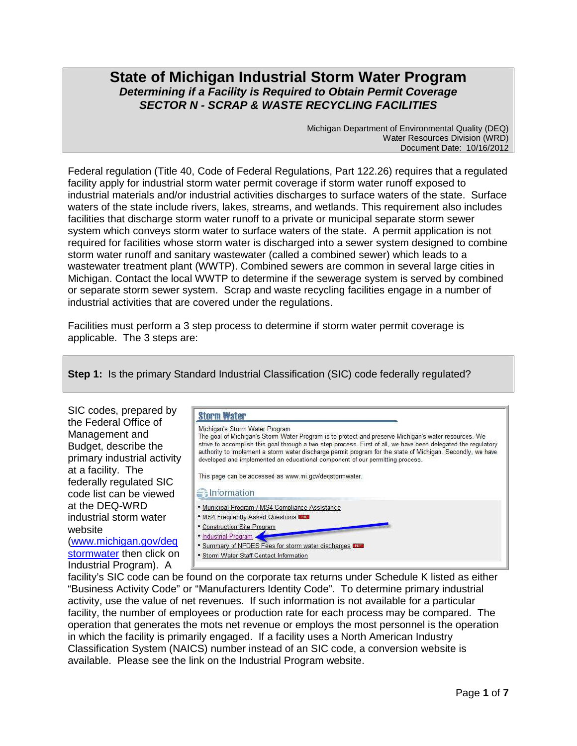# State of Michigan Industrial Storm Water Program

***Determining if a Facility is Required to Obtain Permit Coverage***

***SECTOR N - SCRAP & WASTE RECYCLING FACILITIES***

Michigan Department of Environmental Quality (DEQ)
Water Resources Division (WRD)
Document Date: 10/16/2012

Federal regulation (Title 40, Code of Federal Regulations, Part 122.26) requires that a regulated facility apply for industrial storm water permit coverage if storm water runoff exposed to industrial materials and/or industrial activities discharges to surface waters of the state. Surface waters of the state include rivers, lakes, streams, and wetlands. This requirement also includes facilities that discharge storm water runoff to a private or municipal separate storm sewer system which conveys storm water to surface waters of the state. A permit application is not required for facilities whose storm water is discharged into a sewer system designed to combine storm water runoff and sanitary wastewater (called a combined sewer) which leads to a wastewater treatment plant (WWTP). Combined sewers are common in several large cities in Michigan. Contact the local WWTP to determine if the sewerage system is served by combined or separate storm sewer system. Scrap and waste recycling facilities engage in a number of industrial activities that are covered under the regulations.

Facilities must perform a 3 step process to determine if storm water permit coverage is applicable. The 3 steps are:

**Step 1:** Is the primary Standard Industrial Classification (SIC) code federally regulated?

SIC codes, prepared by the Federal Office of Management and Budget, describe the primary industrial activity at a facility. The federally regulated SIC code list can be viewed at the DEQ-WRD industrial storm water website (www.michigan.gov/deqstormwater then click on Industrial Program). A facility's SIC code can be found on the corporate tax returns under Schedule K listed as either "Business Activity Code" or "Manufacturers Identity Code". To determine primary industrial activity, use the value of net revenues. If such information is not available for a particular facility, the number of employees or production rate for each process may be compared. The operation that generates the mots net revenue or employs the most personnel is the operation in which the facility is primarily engaged. If a facility uses a North American Industry Classification System (NAICS) number instead of an SIC code, a conversion website is available. Please see the link on the Industrial Program website.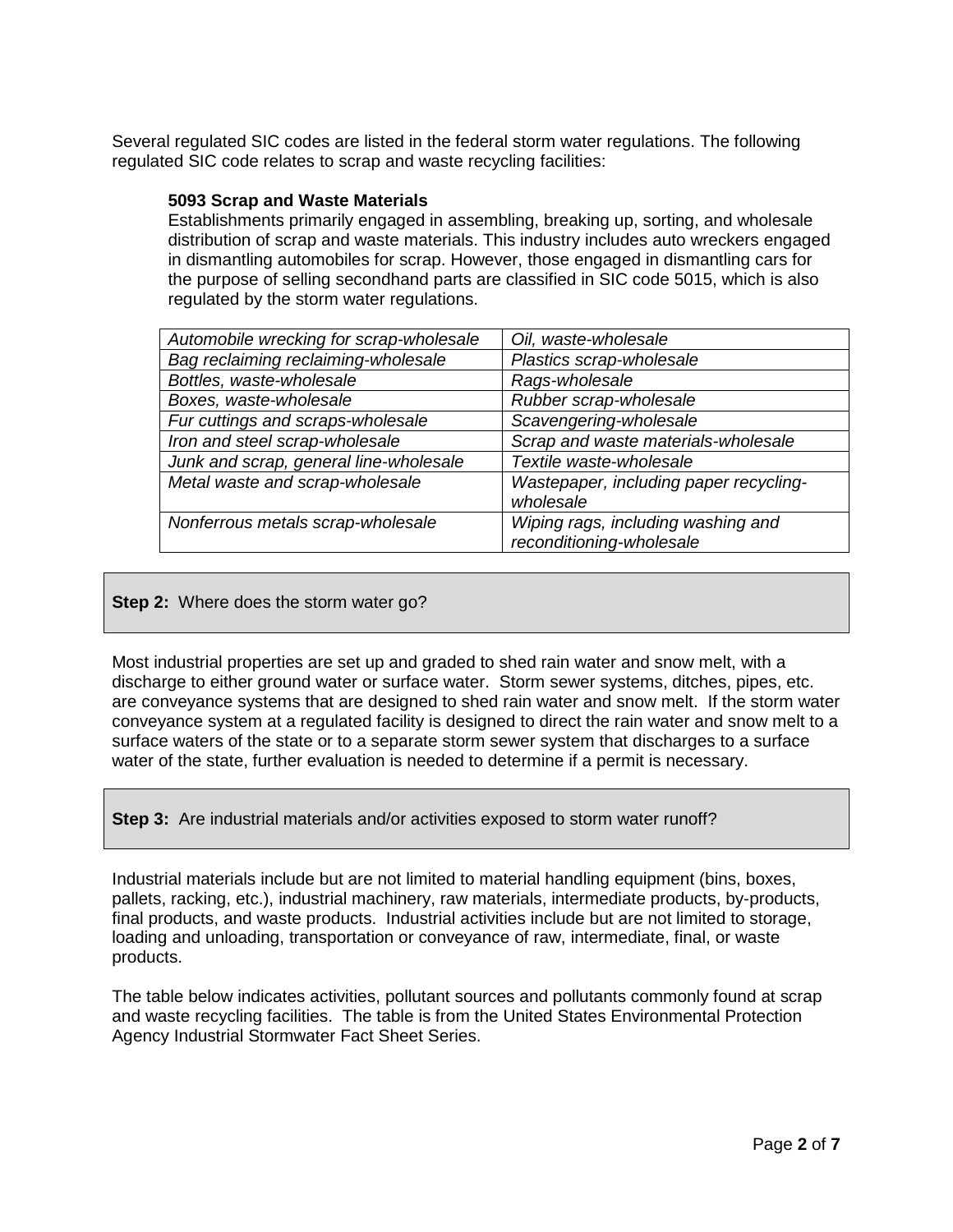Several regulated SIC codes are listed in the federal storm water regulations. The following regulated SIC code relates to scrap and waste recycling facilities:

**5093 Scrap and Waste Materials**
Establishments primarily engaged in assembling, breaking up, sorting, and wholesale distribution of scrap and waste materials. This industry includes auto wreckers engaged in dismantling automobiles for scrap. However, those engaged in dismantling cars for the purpose of selling secondhand parts are classified in SIC code 5015, which is also regulated by the storm water regulations.

| | |
|---|---|
| *Automobile wrecking for scrap-wholesale* | *Oil, waste-wholesale* |
| *Bag reclaiming reclaiming-wholesale* | *Plastics scrap-wholesale* |
| *Bottles, waste-wholesale* | *Rags-wholesale* |
| *Boxes, waste-wholesale* | *Rubber scrap-wholesale* |
| *Fur cuttings and scraps-wholesale* | *Scavengering-wholesale* |
| *Iron and steel scrap-wholesale* | *Scrap and waste materials-wholesale* |
| *Junk and scrap, general line-wholesale* | *Textile waste-wholesale* |
| *Metal waste and scrap-wholesale* | *Wastepaper, including paper recycling-wholesale* |
| *Nonferrous metals scrap-wholesale* | *Wiping rags, including washing and reconditioning-wholesale* |

**Step 2:** Where does the storm water go?

Most industrial properties are set up and graded to shed rain water and snow melt, with a discharge to either ground water or surface water. Storm sewer systems, ditches, pipes, etc. are conveyance systems that are designed to shed rain water and snow melt. If the storm water conveyance system at a regulated facility is designed to direct the rain water and snow melt to a surface waters of the state or to a separate storm sewer system that discharges to a surface water of the state, further evaluation is needed to determine if a permit is necessary.

**Step 3:** Are industrial materials and/or activities exposed to storm water runoff?

Industrial materials include but are not limited to material handling equipment (bins, boxes, pallets, racking, etc.), industrial machinery, raw materials, intermediate products, by-products, final products, and waste products. Industrial activities include but are not limited to storage, loading and unloading, transportation or conveyance of raw, intermediate, final, or waste products.

The table below indicates activities, pollutant sources and pollutants commonly found at scrap and waste recycling facilities. The table is from the United States Environmental Protection Agency Industrial Stormwater Fact Sheet Series.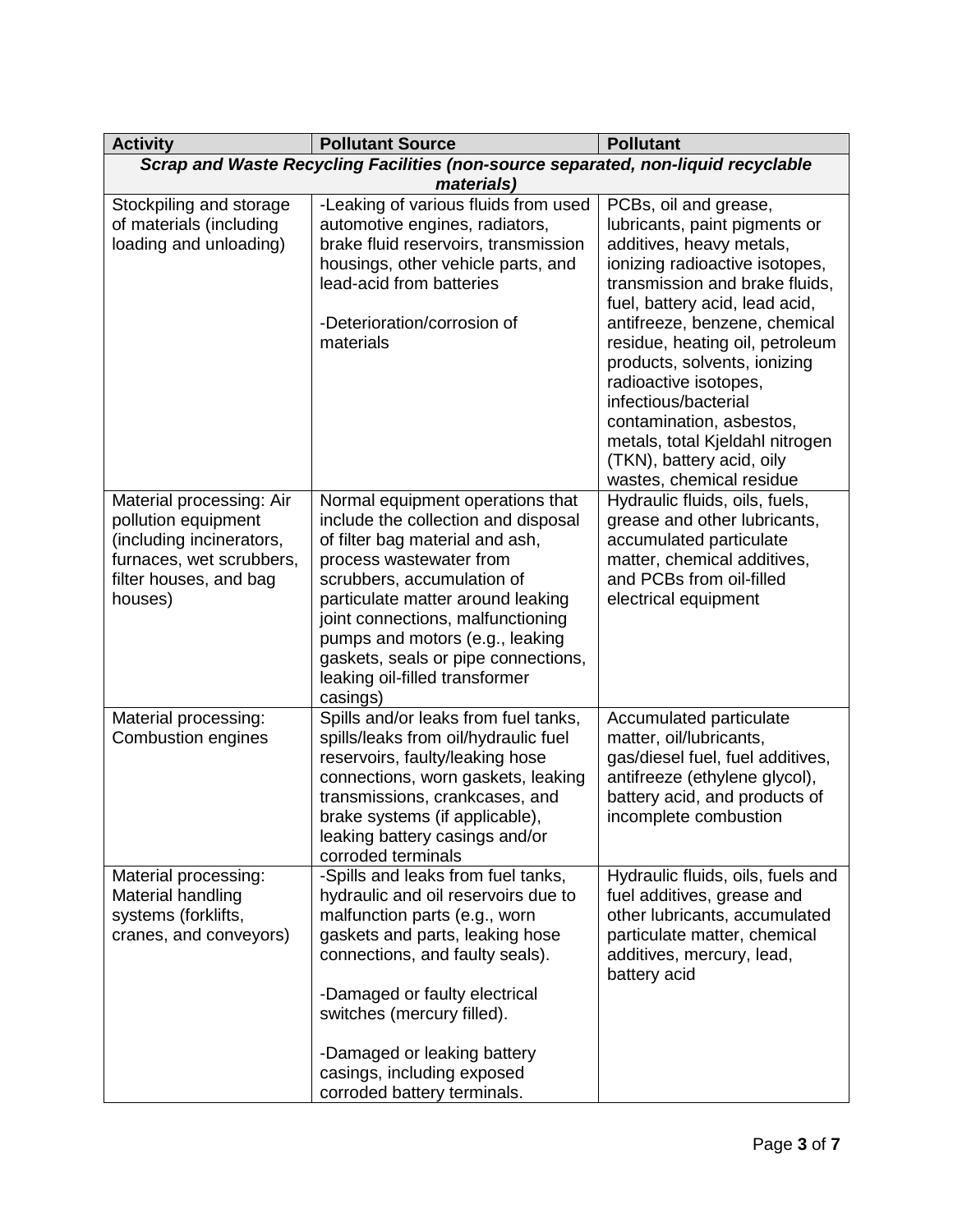| Activity | Pollutant Source | Pollutant |
|---|---|---|
| ***Scrap and Waste Recycling Facilities (non-source separated, non-liquid recyclable materials)*** | | |
| Stockpiling and storage of materials (including loading and unloading) | -Leaking of various fluids from used automotive engines, radiators, brake fluid reservoirs, transmission housings, other vehicle parts, and lead-acid from batteries<br><br>-Deterioration/corrosion of materials | PCBs, oil and grease, lubricants, paint pigments or additives, heavy metals, ionizing radioactive isotopes, transmission and brake fluids, fuel, battery acid, lead acid, antifreeze, benzene, chemical residue, heating oil, petroleum products, solvents, ionizing radioactive isotopes, infectious/bacterial contamination, asbestos, metals, total Kjeldahl nitrogen (TKN), battery acid, oily wastes, chemical residue |
| Material processing: Air pollution equipment (including incinerators, furnaces, wet scrubbers, filter houses, and bag houses) | Normal equipment operations that include the collection and disposal of filter bag material and ash, process wastewater from scrubbers, accumulation of particulate matter around leaking joint connections, malfunctioning pumps and motors (e.g., leaking gaskets, seals or pipe connections, leaking oil-filled transformer casings) | Hydraulic fluids, oils, fuels, grease and other lubricants, accumulated particulate matter, chemical additives, and PCBs from oil-filled electrical equipment |
| Material processing: Combustion engines | Spills and/or leaks from fuel tanks, spills/leaks from oil/hydraulic fuel reservoirs, faulty/leaking hose connections, worn gaskets, leaking transmissions, crankcases, and brake systems (if applicable), leaking battery casings and/or corroded terminals | Accumulated particulate matter, oil/lubricants, gas/diesel fuel, fuel additives, antifreeze (ethylene glycol), battery acid, and products of incomplete combustion |
| Material processing: Material handling systems (forklifts, cranes, and conveyors) | -Spills and leaks from fuel tanks, hydraulic and oil reservoirs due to malfunction parts (e.g., worn gaskets and parts, leaking hose connections, and faulty seals).<br><br>-Damaged or faulty electrical switches (mercury filled).<br><br>-Damaged or leaking battery casings, including exposed corroded battery terminals. | Hydraulic fluids, oils, fuels and fuel additives, grease and other lubricants, accumulated particulate matter, chemical additives, mercury, lead, battery acid |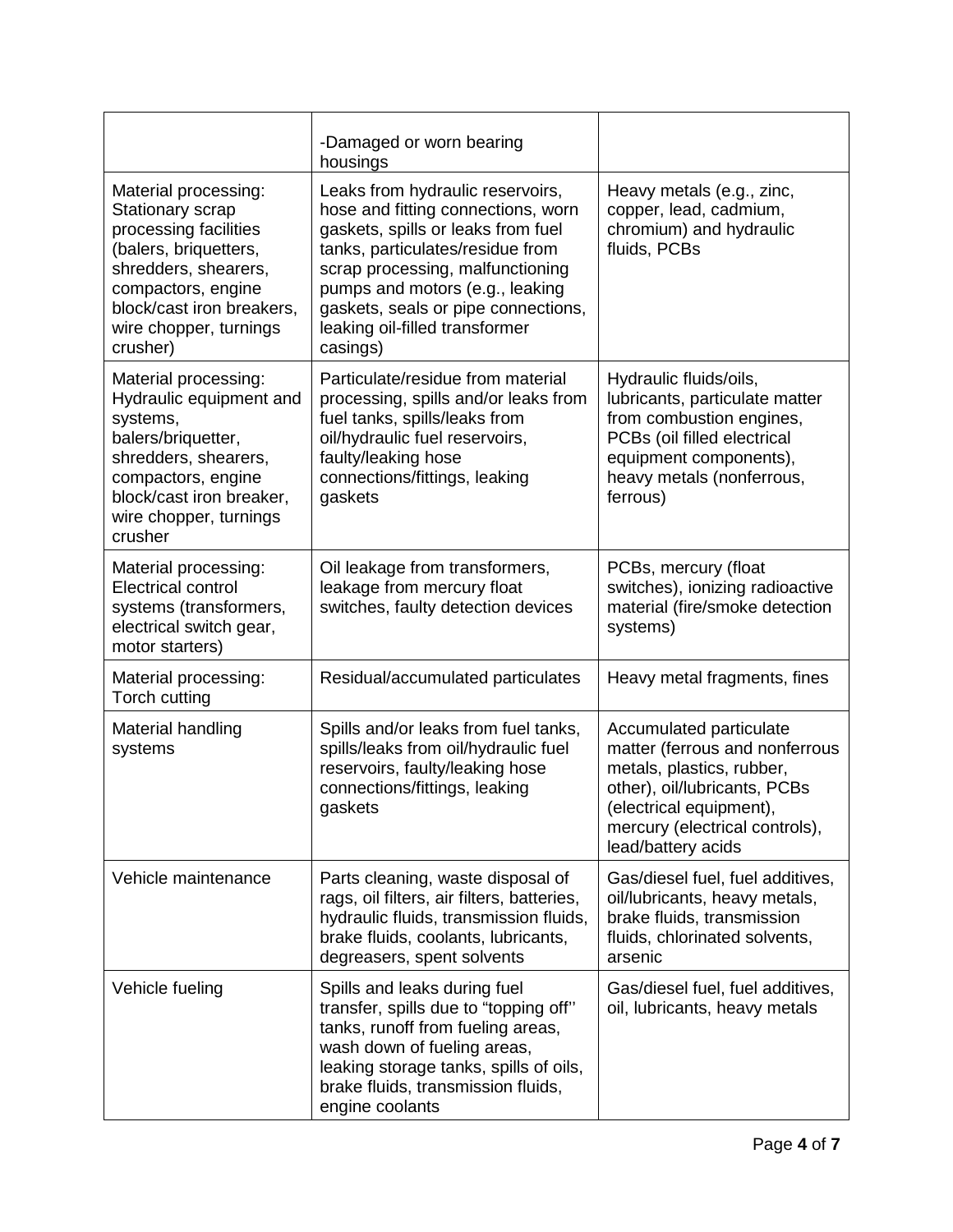| | | |
|---|---|---|
| | -Damaged or worn bearing housings | |
| Material processing: Stationary scrap processing facilities (balers, briquetters, shredders, shearers, compactors, engine block/cast iron breakers, wire chopper, turnings crusher) | Leaks from hydraulic reservoirs, hose and fitting connections, worn gaskets, spills or leaks from fuel tanks, particulates/residue from scrap processing, malfunctioning pumps and motors (e.g., leaking gaskets, seals or pipe connections, leaking oil-filled transformer casings) | Heavy metals (e.g., zinc, copper, lead, cadmium, chromium) and hydraulic fluids, PCBs |
| Material processing: Hydraulic equipment and systems, balers/briquetter, shredders, shearers, compactors, engine block/cast iron breaker, wire chopper, turnings crusher | Particulate/residue from material processing, spills and/or leaks from fuel tanks, spills/leaks from oil/hydraulic fuel reservoirs, faulty/leaking hose connections/fittings, leaking gaskets | Hydraulic fluids/oils, lubricants, particulate matter from combustion engines, PCBs (oil filled electrical equipment components), heavy metals (nonferrous, ferrous) |
| Material processing: Electrical control systems (transformers, electrical switch gear, motor starters) | Oil leakage from transformers, leakage from mercury float switches, faulty detection devices | PCBs, mercury (float switches), ionizing radioactive material (fire/smoke detection systems) |
| Material processing: Torch cutting | Residual/accumulated particulates | Heavy metal fragments, fines |
| Material handling systems | Spills and/or leaks from fuel tanks, spills/leaks from oil/hydraulic fuel reservoirs, faulty/leaking hose connections/fittings, leaking gaskets | Accumulated particulate matter (ferrous and nonferrous metals, plastics, rubber, other), oil/lubricants, PCBs (electrical equipment), mercury (electrical controls), lead/battery acids |
| Vehicle maintenance | Parts cleaning, waste disposal of rags, oil filters, air filters, batteries, hydraulic fluids, transmission fluids, brake fluids, coolants, lubricants, degreasers, spent solvents | Gas/diesel fuel, fuel additives, oil/lubricants, heavy metals, brake fluids, transmission fluids, chlorinated solvents, arsenic |
| Vehicle fueling | Spills and leaks during fuel transfer, spills due to "topping off'' tanks, runoff from fueling areas, wash down of fueling areas, leaking storage tanks, spills of oils, brake fluids, transmission fluids, engine coolants | Gas/diesel fuel, fuel additives, oil, lubricants, heavy metals |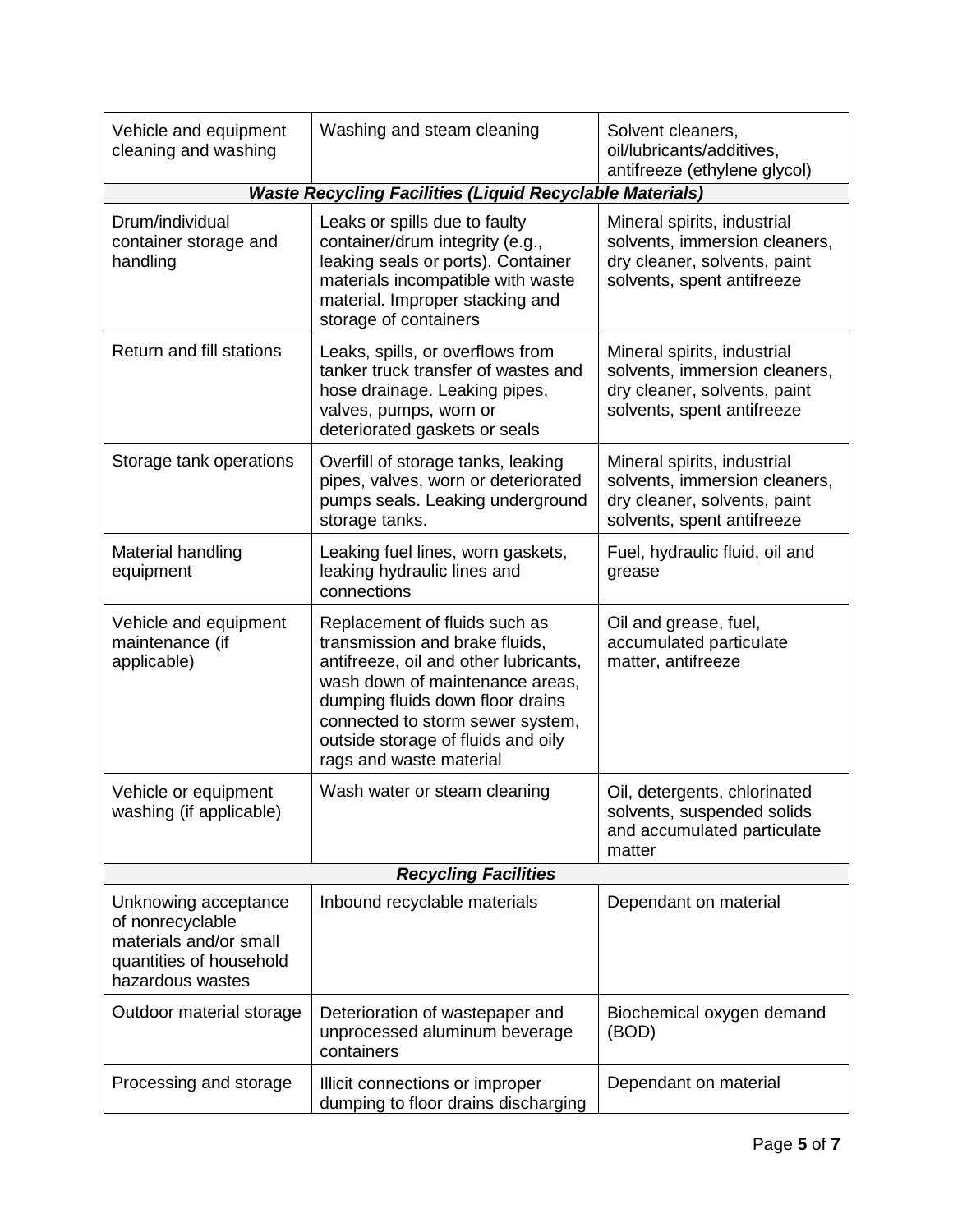| | | |
|---|---|---|
| Vehicle and equipment cleaning and washing | Washing and steam cleaning | Solvent cleaners, oil/lubricants/additives, antifreeze (ethylene glycol) |
| ***Waste Recycling Facilities (Liquid Recyclable Materials)*** | | |
| Drum/individual container storage and handling | Leaks or spills due to faulty container/drum integrity (e.g., leaking seals or ports). Container materials incompatible with waste material. Improper stacking and storage of containers | Mineral spirits, industrial solvents, immersion cleaners, dry cleaner, solvents, paint solvents, spent antifreeze |
| Return and fill stations | Leaks, spills, or overflows from tanker truck transfer of wastes and hose drainage. Leaking pipes, valves, pumps, worn or deteriorated gaskets or seals | Mineral spirits, industrial solvents, immersion cleaners, dry cleaner, solvents, paint solvents, spent antifreeze |
| Storage tank operations | Overfill of storage tanks, leaking pipes, valves, worn or deteriorated pumps seals. Leaking underground storage tanks. | Mineral spirits, industrial solvents, immersion cleaners, dry cleaner, solvents, paint solvents, spent antifreeze |
| Material handling equipment | Leaking fuel lines, worn gaskets, leaking hydraulic lines and connections | Fuel, hydraulic fluid, oil and grease |
| Vehicle and equipment maintenance (if applicable) | Replacement of fluids such as transmission and brake fluids, antifreeze, oil and other lubricants, wash down of maintenance areas, dumping fluids down floor drains connected to storm sewer system, outside storage of fluids and oily rags and waste material | Oil and grease, fuel, accumulated particulate matter, antifreeze |
| Vehicle or equipment washing (if applicable) | Wash water or steam cleaning | Oil, detergents, chlorinated solvents, suspended solids and accumulated particulate matter |
| ***Recycling Facilities*** | | |
| Unknowing acceptance of nonrecyclable materials and/or small quantities of household hazardous wastes | Inbound recyclable materials | Dependant on material |
| Outdoor material storage | Deterioration of wastepaper and unprocessed aluminum beverage containers | Biochemical oxygen demand (BOD) |
| Processing and storage | Illicit connections or improper dumping to floor drains discharging | Dependant on material |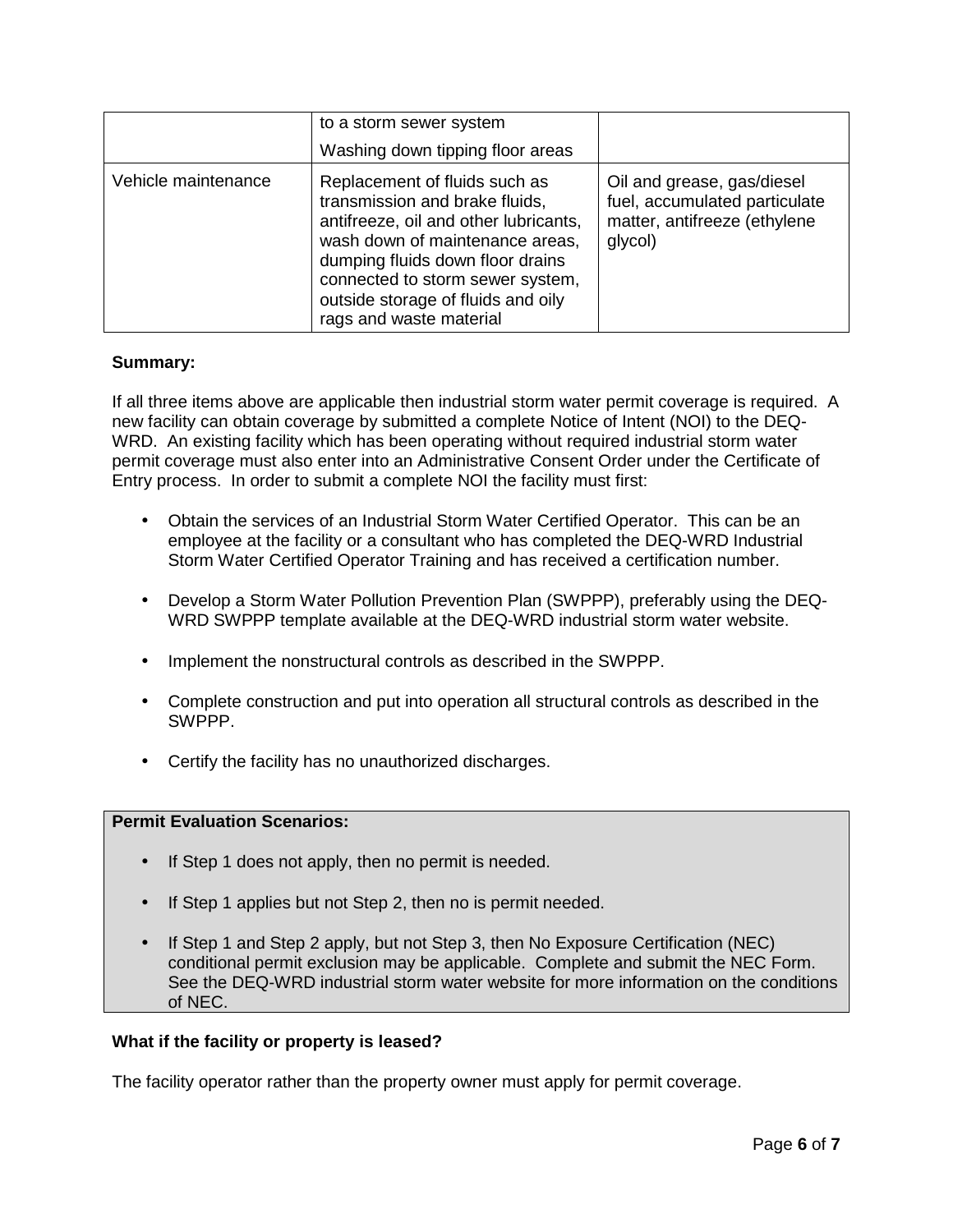| | | |
|---|---|---|
| | to a storm sewer system<br>Washing down tipping floor areas | |
| Vehicle maintenance | Replacement of fluids such as transmission and brake fluids, antifreeze, oil and other lubricants, wash down of maintenance areas, dumping fluids down floor drains connected to storm sewer system, outside storage of fluids and oily rags and waste material | Oil and grease, gas/diesel fuel, accumulated particulate matter, antifreeze (ethylene glycol) |

**Summary:**

If all three items above are applicable then industrial storm water permit coverage is required. A new facility can obtain coverage by submitted a complete Notice of Intent (NOI) to the DEQ-WRD. An existing facility which has been operating without required industrial storm water permit coverage must also enter into an Administrative Consent Order under the Certificate of Entry process. In order to submit a complete NOI the facility must first:

- Obtain the services of an Industrial Storm Water Certified Operator. This can be an employee at the facility or a consultant who has completed the DEQ-WRD Industrial Storm Water Certified Operator Training and has received a certification number.
- Develop a Storm Water Pollution Prevention Plan (SWPPP), preferably using the DEQ-WRD SWPPP template available at the DEQ-WRD industrial storm water website.
- Implement the nonstructural controls as described in the SWPPP.
- Complete construction and put into operation all structural controls as described in the SWPPP.
- Certify the facility has no unauthorized discharges.

**Permit Evaluation Scenarios:**

- If Step 1 does not apply, then no permit is needed.
- If Step 1 applies but not Step 2, then no is permit needed.
- If Step 1 and Step 2 apply, but not Step 3, then No Exposure Certification (NEC) conditional permit exclusion may be applicable. Complete and submit the NEC Form. See the DEQ-WRD industrial storm water website for more information on the conditions of NEC.

**What if the facility or property is leased?**

The facility operator rather than the property owner must apply for permit coverage.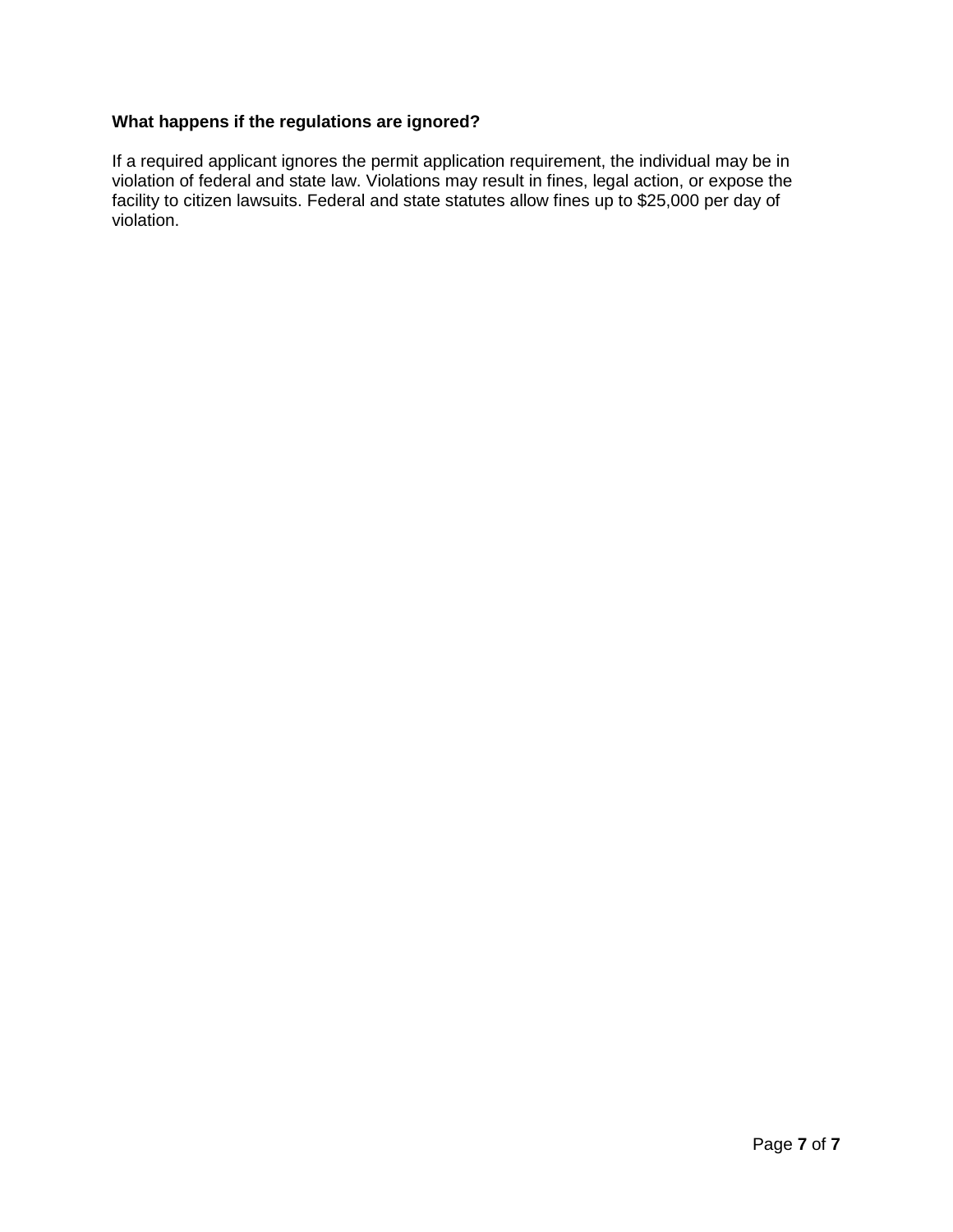**What happens if the regulations are ignored?**

If a required applicant ignores the permit application requirement, the individual may be in violation of federal and state law. Violations may result in fines, legal action, or expose the facility to citizen lawsuits. Federal and state statutes allow fines up to $25,000 per day of violation.